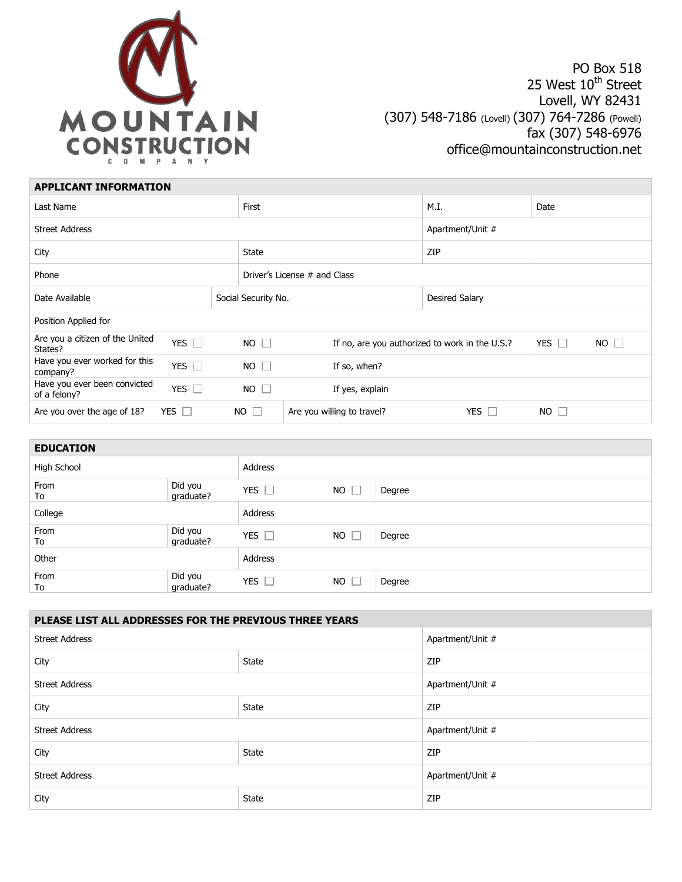MOUNTAIN CONSTRUCTION COMPANY

PO Box 518
25 West 10th Street
Lovell, WY 82431
(307) 548-7186 (Lovell) (307) 764-7286 (Powell)
fax (307) 548-6976
office@mountainconstruction.net

| APPLICANT INFORMATION | | | | | |
|---|---|---|---|---|---|
| Last Name | | First | | M.I. | Date |
| Street Address | | | | Apartment/Unit # | |
| City | | State | | ZIP | |
| Phone | | Driver's License # and Class | | | |
| Date Available | | Social Security No. | | Desired Salary | |
| Position Applied for | | | | | |
| Are you a citizen of the United States? | YES ☐ | NO ☐ | If no, are you authorized to work in the U.S.? | YES ☐ | NO ☐ |
| Have you ever worked for this company? | YES ☐ | NO ☐ | If so, when? | | |
| Have you ever been convicted of a felony? | YES ☐ | NO ☐ | If yes, explain | | |
| Are you over the age of 18? YES ☐ | NO ☐ | Are you willing to travel? | YES ☐ | NO ☐ | |

| EDUCATION | | | | |
|---|---|---|---|---|
| High School | | Address | | |
| From<br>To | Did you graduate? | YES ☐ | NO ☐ | Degree |
| College | | Address | | |
| From<br>To | Did you graduate? | YES ☐ | NO ☐ | Degree |
| Other | | Address | | |
| From<br>To | Did you graduate? | YES ☐ | NO ☐ | Degree |

| PLEASE LIST ALL ADDRESSES FOR THE PREVIOUS THREE YEARS | | |
|---|---|---|
| Street Address | | Apartment/Unit # |
| City | State | ZIP |
| Street Address | | Apartment/Unit # |
| City | State | ZIP |
| Street Address | | Apartment/Unit # |
| City | State | ZIP |
| Street Address | | Apartment/Unit # |
| City | State | ZIP |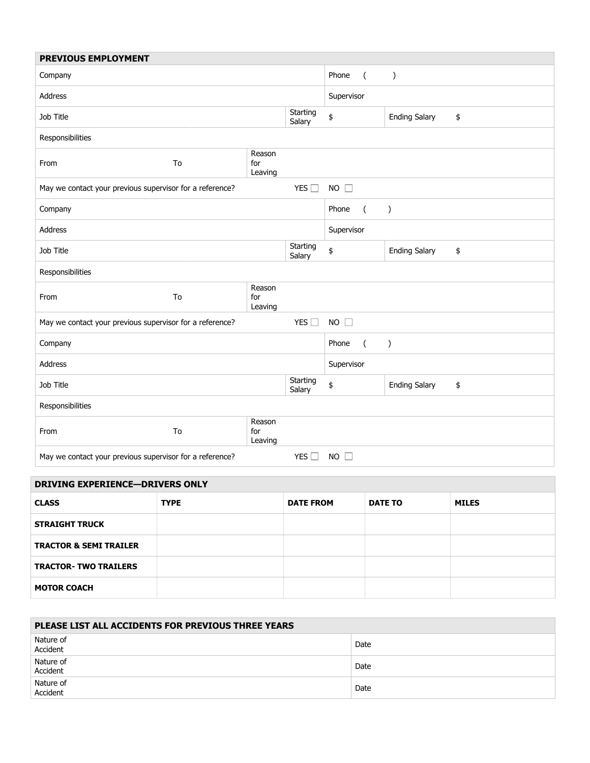## PREVIOUS EMPLOYMENT

| | | | | |
|---|---|---|---|---|
| Company | | | Phone ( ) | |
| Address | | | Supervisor | |
| Job Title | | Starting Salary | $ | Ending Salary $ |
| Responsibilities | | | | |
| From | To | Reason for Leaving | | |
| May we contact your previous supervisor for a reference? | | YES ☐ | NO ☐ | |
| Company | | | Phone ( ) | |
| Address | | | Supervisor | |
| Job Title | | Starting Salary | $ | Ending Salary $ |
| Responsibilities | | | | |
| From | To | Reason for Leaving | | |
| May we contact your previous supervisor for a reference? | | YES ☐ | NO ☐ | |
| Company | | | Phone ( ) | |
| Address | | | Supervisor | |
| Job Title | | Starting Salary | $ | Ending Salary $ |
| Responsibilities | | | | |
| From | To | Reason for Leaving | | |
| May we contact your previous supervisor for a reference? | | YES ☐ | NO ☐ | |

## DRIVING EXPERIENCE—DRIVERS ONLY

| CLASS | TYPE | DATE FROM | DATE TO | MILES |
|---|---|---|---|---|
| **STRAIGHT TRUCK** | | | | |
| **TRACTOR & SEMI TRAILER** | | | | |
| **TRACTOR- TWO TRAILERS** | | | | |
| **MOTOR COACH** | | | | |

## PLEASE LIST ALL ACCIDENTS FOR PREVIOUS THREE YEARS

| | |
|---|---|
| Nature of Accident | Date |
| Nature of Accident | Date |
| Nature of Accident | Date |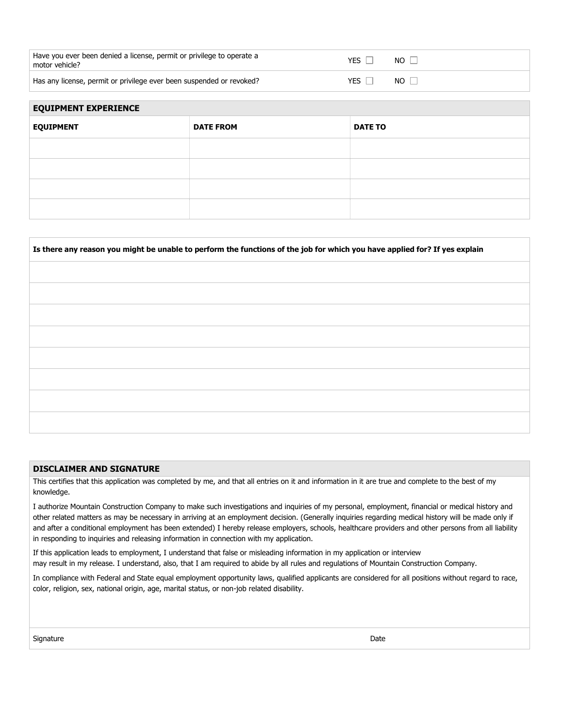| | | |
|---|---|---|
| Have you ever been denied a license, permit or privilege to operate a motor vehicle? | YES ☐ | NO ☐ |
| Has any license, permit or privilege ever been suspended or revoked? | YES ☐ | NO ☐ |

## EQUIPMENT EXPERIENCE

| EQUIPMENT | DATE FROM | DATE TO |
|---|---|---|
| | | |
| | | |
| | | |
| | | |

| **Is there any reason you might be unable to perform the functions of the job for which you have applied for? If yes explain** |
|---|
| |
| |
| |
| |
| |
| |
| |
| |

## DISCLAIMER AND SIGNATURE

This certifies that this application was completed by me, and that all entries on it and information in it are true and complete to the best of my knowledge.

I authorize Mountain Construction Company to make such investigations and inquiries of my personal, employment, financial or medical history and other related matters as may be necessary in arriving at an employment decision. (Generally inquiries regarding medical history will be made only if and after a conditional employment has been extended) I hereby release employers, schools, healthcare providers and other persons from all liability in responding to inquiries and releasing information in connection with my application.

If this application leads to employment, I understand that false or misleading information in my application or interview may result in my release. I understand, also, that I am required to abide by all rules and regulations of Mountain Construction Company.

In compliance with Federal and State equal employment opportunity laws, qualified applicants are considered for all positions without regard to race, color, religion, sex, national origin, age, marital status, or non-job related disability.

| Signature | Date |
|---|---|
| | |